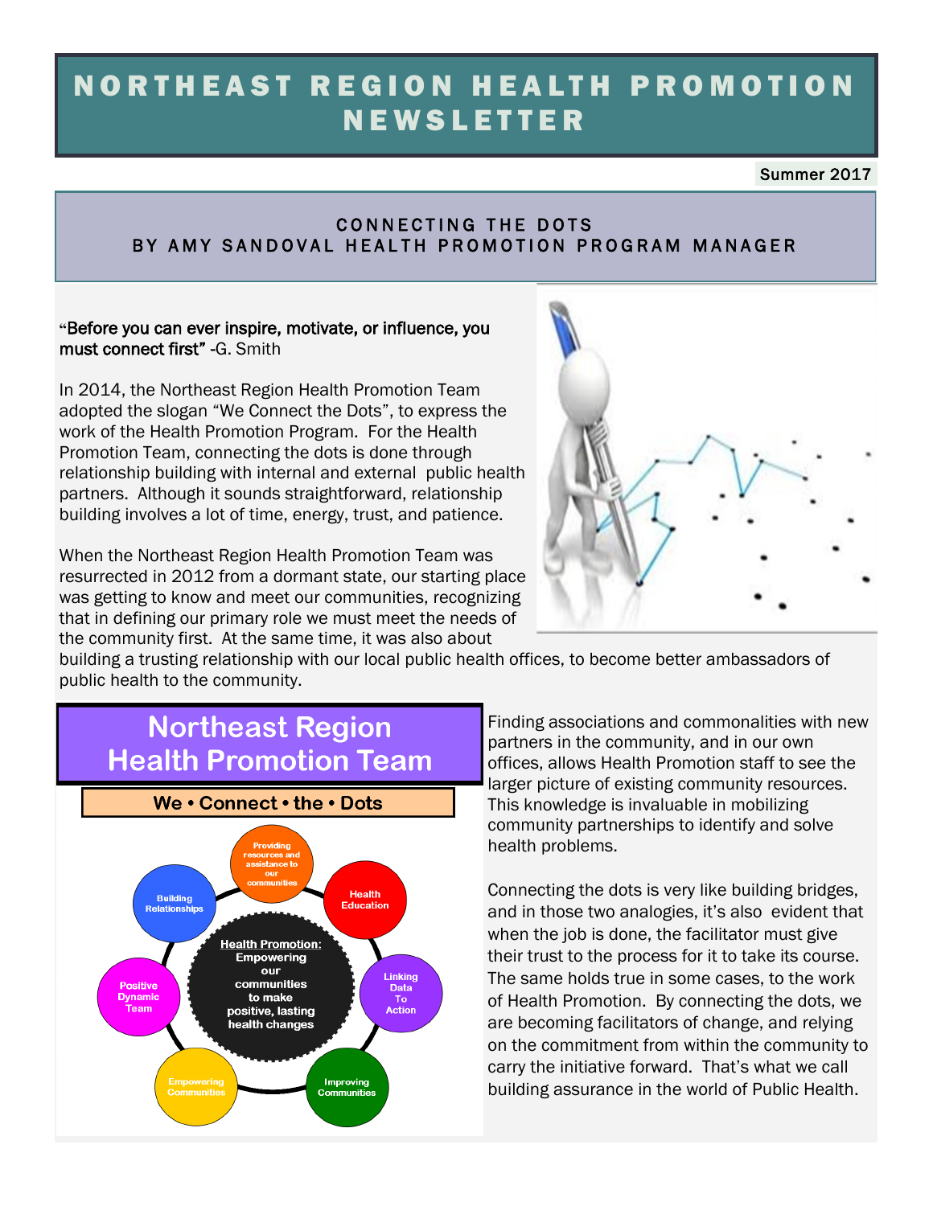# NORTHEAST REGION HEALTH PROMOTION NEWSLETTER

Summer 2017

## CONNECTING THE DOTS
### BY AMY SANDOVAL HEALTH PROMOTION PROGRAM MANAGER

"**Before you can ever inspire, motivate, or influence, you must connect first**" -G. Smith

In 2014, the Northeast Region Health Promotion Team adopted the slogan "We Connect the Dots", to express the work of the Health Promotion Program. For the Health Promotion Team, connecting the dots is done through relationship building with internal and external public health partners. Although it sounds straightforward, relationship building involves a lot of time, energy, trust, and patience.

When the Northeast Region Health Promotion Team was resurrected in 2012 from a dormant state, our starting place was getting to know and meet our communities, recognizing that in defining our primary role we must meet the needs of the community first. At the same time, it was also about building a trusting relationship with our local public health offices, to become better ambassadors of public health to the community.

**Northeast Region Health Promotion Team**

**We • Connect • the • Dots**

**Health Promotion:** Empowering our communities to make positive, lasting health changes

- Providing resources and assistance to our communities
- Health Education
- Linking Data To Action
- Improving Communities
- Empowering Communities
- Positive Dynamic Team
- Building Relationships

Finding associations and commonalities with new partners in the community, and in our own offices, allows Health Promotion staff to see the larger picture of existing community resources. This knowledge is invaluable in mobilizing community partnerships to identify and solve health problems.

Connecting the dots is very like building bridges, and in those two analogies, it's also evident that when the job is done, the facilitator must give their trust to the process for it to take its course. The same holds true in some cases, to the work of Health Promotion. By connecting the dots, we are becoming facilitators of change, and relying on the commitment from within the community to carry the initiative forward. That's what we call building assurance in the world of Public Health.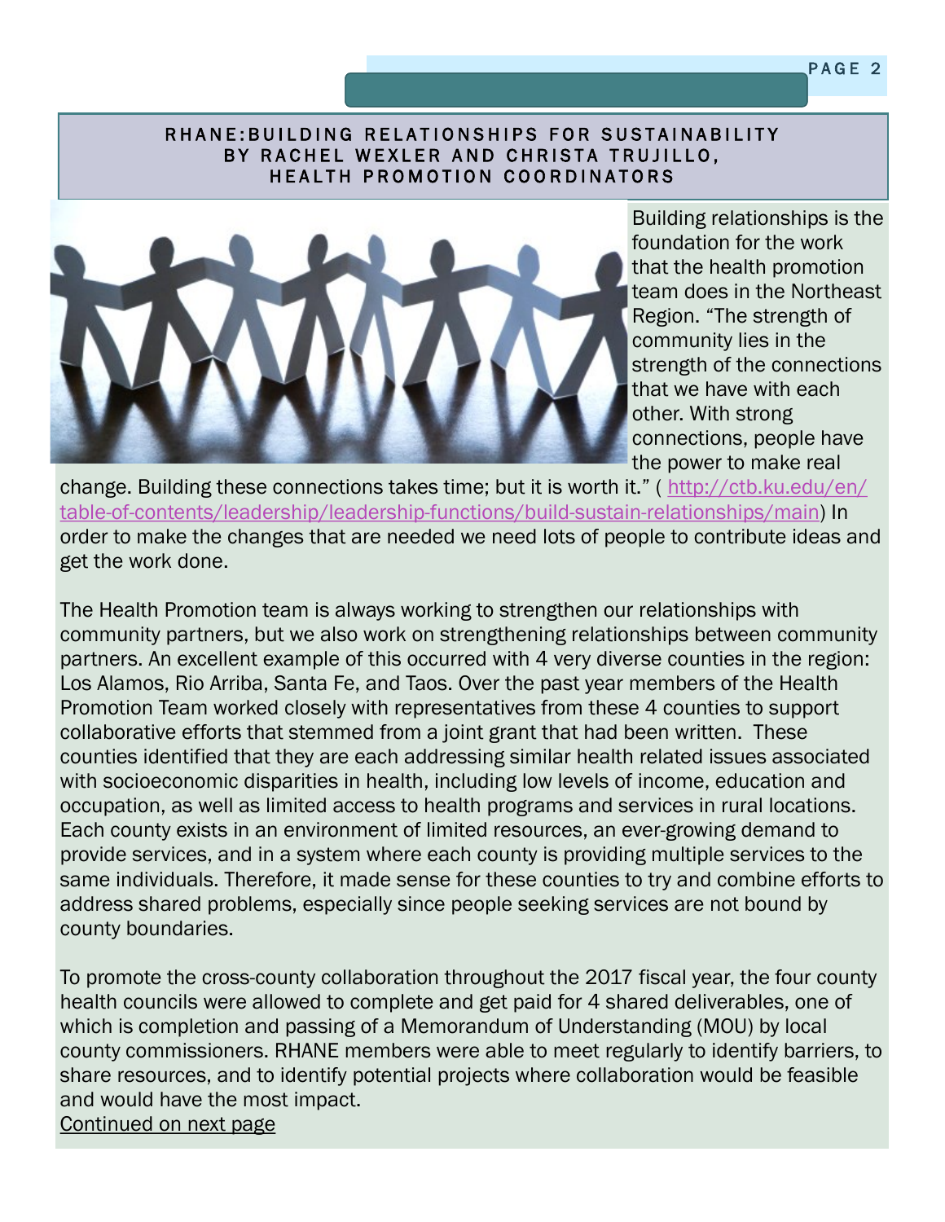## RHANE: BUILDING RELATIONSHIPS FOR SUSTAINABILITY
### BY RACHEL WEXLER AND CHRISTA TRUJILLO, HEALTH PROMOTION COORDINATORS

Building relationships is the foundation for the work that the health promotion team does in the Northeast Region. "The strength of community lies in the strength of the connections that we have with each other. With strong connections, people have the power to make real change. Building these connections takes time; but it is worth it." ( http://ctb.ku.edu/en/table-of-contents/leadership/leadership-functions/build-sustain-relationships/main) In order to make the changes that are needed we need lots of people to contribute ideas and get the work done.

The Health Promotion team is always working to strengthen our relationships with community partners, but we also work on strengthening relationships between community partners. An excellent example of this occurred with 4 very diverse counties in the region: Los Alamos, Rio Arriba, Santa Fe, and Taos. Over the past year members of the Health Promotion Team worked closely with representatives from these 4 counties to support collaborative efforts that stemmed from a joint grant that had been written. These counties identified that they are each addressing similar health related issues associated with socioeconomic disparities in health, including low levels of income, education and occupation, as well as limited access to health programs and services in rural locations. Each county exists in an environment of limited resources, an ever-growing demand to provide services, and in a system where each county is providing multiple services to the same individuals. Therefore, it made sense for these counties to try and combine efforts to address shared problems, especially since people seeking services are not bound by county boundaries.

To promote the cross-county collaboration throughout the 2017 fiscal year, the four county health councils were allowed to complete and get paid for 4 shared deliverables, one of which is completion and passing of a Memorandum of Understanding (MOU) by local county commissioners. RHANE members were able to meet regularly to identify barriers, to share resources, and to identify potential projects where collaboration would be feasible and would have the most impact.

Continued on next page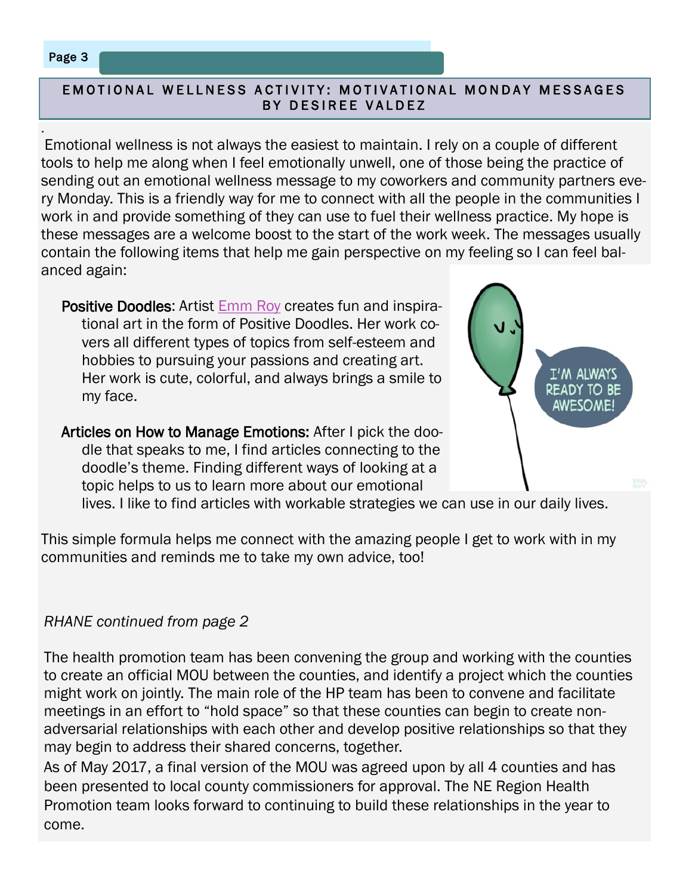## EMOTIONAL WELLNESS ACTIVITY: MOTIVATIONAL MONDAY MESSAGES BY DESIREE VALDEZ

Emotional wellness is not always the easiest to maintain. I rely on a couple of different tools to help me along when I feel emotionally unwell, one of those being the practice of sending out an emotional wellness message to my coworkers and community partners every Monday. This is a friendly way for me to connect with all the people in the communities I work in and provide something of they can use to fuel their wellness practice. My hope is these messages are a welcome boost to the start of the work week. The messages usually contain the following items that help me gain perspective on my feeling so I can feel balanced again:

- **Positive Doodles**: Artist Emm Roy creates fun and inspirational art in the form of Positive Doodles. Her work covers all different types of topics from self-esteem and hobbies to pursuing your passions and creating art. Her work is cute, colorful, and always brings a smile to my face.
- **Articles on How to Manage Emotions:** After I pick the doodle that speaks to me, I find articles connecting to the doodle's theme. Finding different ways of looking at a topic helps to us to learn more about our emotional lives. I like to find articles with workable strategies we can use in our daily lives.

This simple formula helps me connect with the amazing people I get to work with in my communities and reminds me to take my own advice, too!

*RHANE continued from page 2*

The health promotion team has been convening the group and working with the counties to create an official MOU between the counties, and identify a project which the counties might work on jointly. The main role of the HP team has been to convene and facilitate meetings in an effort to "hold space" so that these counties can begin to create non-adversarial relationships with each other and develop positive relationships so that they may begin to address their shared concerns, together.

As of May 2017, a final version of the MOU was agreed upon by all 4 counties and has been presented to local county commissioners for approval. The NE Region Health Promotion team looks forward to continuing to build these relationships in the year to come.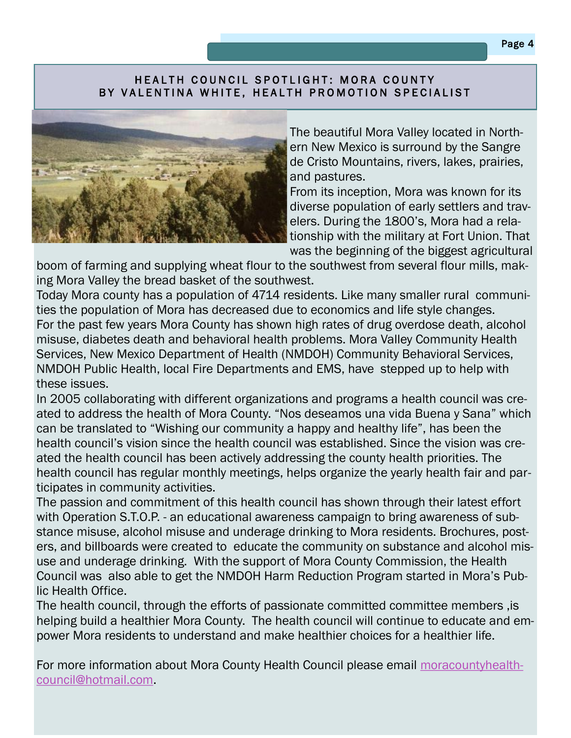## HEALTH COUNCIL SPOTLIGHT: MORA COUNTY
## BY VALENTINA WHITE, HEALTH PROMOTION SPECIALIST

The beautiful Mora Valley located in Northern New Mexico is surround by the Sangre de Cristo Mountains, rivers, lakes, prairies, and pastures.

From its inception, Mora was known for its diverse population of early settlers and travelers. During the 1800's, Mora had a relationship with the military at Fort Union. That was the beginning of the biggest agricultural boom of farming and supplying wheat flour to the southwest from several flour mills, making Mora Valley the bread basket of the southwest.

Today Mora county has a population of 4714 residents. Like many smaller rural communities the population of Mora has decreased due to economics and life style changes.

For the past few years Mora County has shown high rates of drug overdose death, alcohol misuse, diabetes death and behavioral health problems. Mora Valley Community Health Services, New Mexico Department of Health (NMDOH) Community Behavioral Services, NMDOH Public Health, local Fire Departments and EMS, have stepped up to help with these issues.

In 2005 collaborating with different organizations and programs a health council was created to address the health of Mora County. "Nos deseamos una vida Buena y Sana" which can be translated to "Wishing our community a happy and healthy life", has been the health council's vision since the health council was established. Since the vision was created the health council has been actively addressing the county health priorities. The health council has regular monthly meetings, helps organize the yearly health fair and participates in community activities.

The passion and commitment of this health council has shown through their latest effort with Operation S.T.O.P. - an educational awareness campaign to bring awareness of substance misuse, alcohol misuse and underage drinking to Mora residents. Brochures, posters, and billboards were created to educate the community on substance and alcohol misuse and underage drinking. With the support of Mora County Commission, the Health Council was also able to get the NMDOH Harm Reduction Program started in Mora's Public Health Office.

The health council, through the efforts of passionate committed committee members ,is helping build a healthier Mora County. The health council will continue to educate and empower Mora residents to understand and make healthier choices for a healthier life.

For more information about Mora County Health Council please email moracountyhealthcouncil@hotmail.com.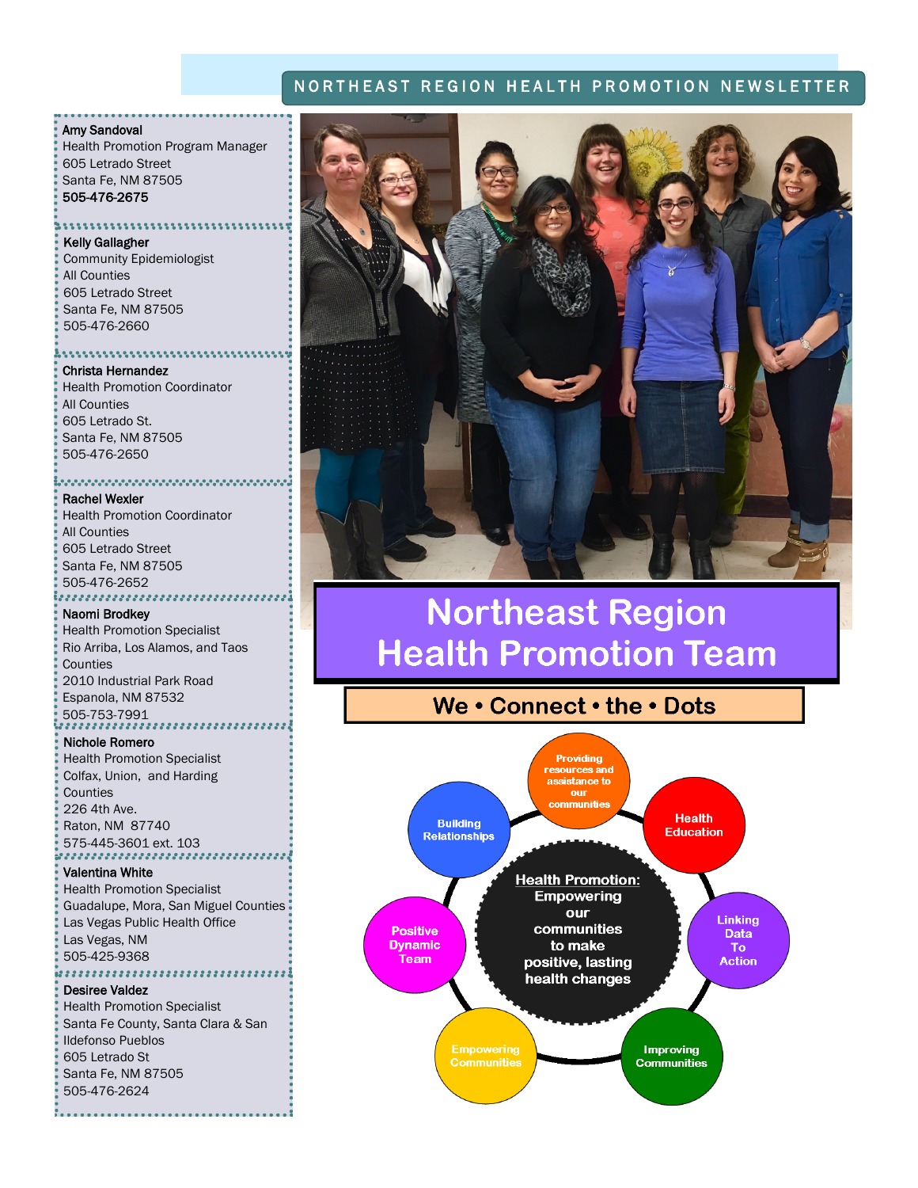NORTHEAST REGION HEALTH PROMOTION NEWSLETTER

**Amy Sandoval**
Health Promotion Program Manager
605 Letrado Street
Santa Fe, NM 87505
**505-476-2675**

**Kelly Gallagher**
Community Epidemiologist
All Counties
605 Letrado Street
Santa Fe, NM 87505
505-476-2660

**Christa Hernandez**
Health Promotion Coordinator
All Counties
605 Letrado St.
Santa Fe, NM 87505
505-476-2650

**Rachel Wexler**
Health Promotion Coordinator
All Counties
605 Letrado Street
Santa Fe, NM 87505
505-476-2652

**Naomi Brodkey**
Health Promotion Specialist
Rio Arriba, Los Alamos, and Taos Counties
2010 Industrial Park Road
Espanola, NM 87532
505-753-7991

**Nichole Romero**
Health Promotion Specialist
Colfax, Union, and Harding Counties
226 4th Ave.
Raton, NM 87740
575-445-3601 ext. 103

**Valentina White**
Health Promotion Specialist
Guadalupe, Mora, San Miguel Counties
Las Vegas Public Health Office
Las Vegas, NM
505-425-9368

**Desiree Valdez**
Health Promotion Specialist
Santa Fe County, Santa Clara & San Ildefonso Pueblos
605 Letrado St
Santa Fe, NM 87505
505-476-2624

# Northeast Region Health Promotion Team

## We • Connect • the • Dots

Providing resources and assistance to our communities

Health Education

Linking Data To Action

Improving Communities

Empowering Communities

Positive Dynamic Team

Building Relationships

Health Promotion: Empowering our communities to make positive, lasting health changes